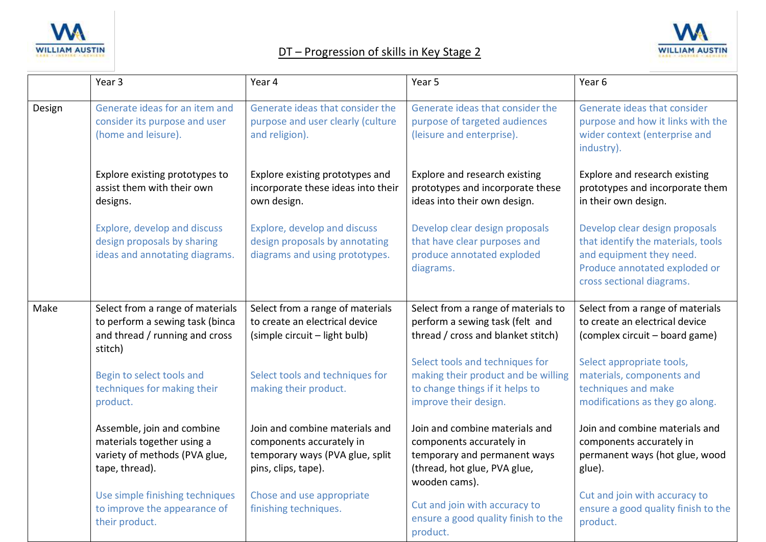# DT – Progression of skills in Key Stage 2

| | Year 3 | Year 4 | Year 5 | Year 6 |
|---|---|---|---|---|
| Design | Generate ideas for an item and consider its purpose and user (home and leisure).<br><br>Explore existing prototypes to assist them with their own designs.<br><br>Explore, develop and discuss design proposals by sharing ideas and annotating diagrams. | Generate ideas that consider the purpose and user clearly (culture and religion).<br><br>Explore existing prototypes and incorporate these ideas into their own design.<br><br>Explore, develop and discuss design proposals by annotating diagrams and using prototypes. | Generate ideas that consider the purpose of targeted audiences (leisure and enterprise).<br><br>Explore and research existing prototypes and incorporate these ideas into their own design.<br><br>Develop clear design proposals that have clear purposes and produce annotated exploded diagrams. | Generate ideas that consider purpose and how it links with the wider context (enterprise and industry).<br><br>Explore and research existing prototypes and incorporate them in their own design.<br><br>Develop clear design proposals that identify the materials, tools and equipment they need. Produce annotated exploded or cross sectional diagrams. |
| Make | Select from a range of materials to perform a sewing task (binca and thread / running and cross stitch)<br><br>Begin to select tools and techniques for making their product.<br><br>Assemble, join and combine materials together using a variety of methods (PVA glue, tape, thread).<br><br>Use simple finishing techniques to improve the appearance of their product. | Select from a range of materials to create an electrical device (simple circuit – light bulb)<br><br>Select tools and techniques for making their product.<br><br>Join and combine materials and components accurately in temporary ways (PVA glue, split pins, clips, tape).<br><br>Chose and use appropriate finishing techniques. | Select from a range of materials to perform a sewing task (felt and thread / cross and blanket stitch)<br><br>Select tools and techniques for making their product and be willing to change things if it helps to improve their design.<br><br>Join and combine materials and components accurately in temporary and permanent ways (thread, hot glue, PVA glue, wooden cams).<br><br>Cut and join with accuracy to ensure a good quality finish to the product. | Select from a range of materials to create an electrical device (complex circuit – board game)<br><br>Select appropriate tools, materials, components and techniques and make modifications as they go along.<br><br>Join and combine materials and components accurately in permanent ways (hot glue, wood glue).<br><br>Cut and join with accuracy to ensure a good quality finish to the product. |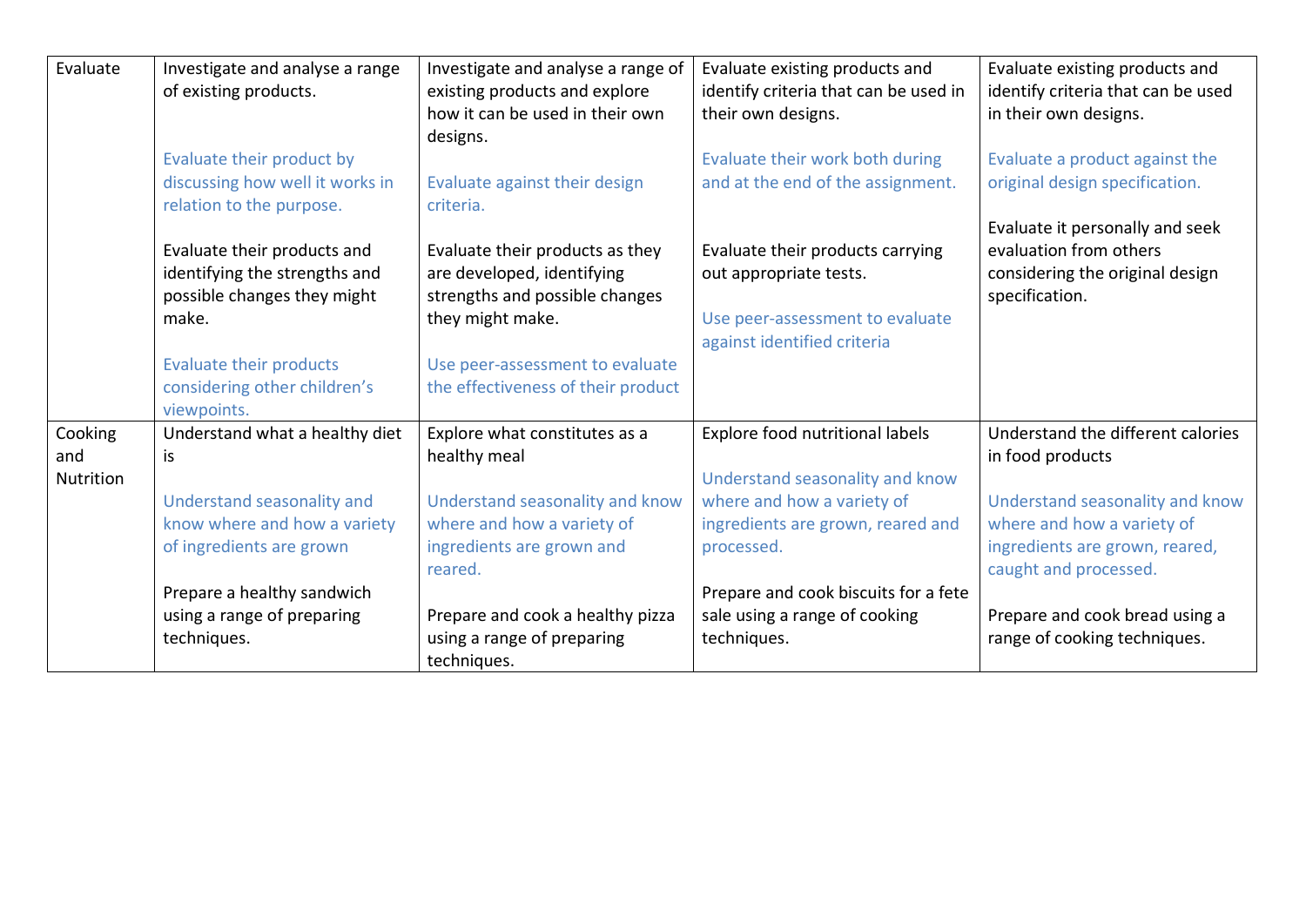| | | | | |
|---|---|---|---|---|
| Evaluate | Investigate and analyse a range of existing products.<br><br>Evaluate their product by discussing how well it works in relation to the purpose.<br><br>Evaluate their products and identifying the strengths and possible changes they might make.<br><br>Evaluate their products considering other children's viewpoints. | Investigate and analyse a range of existing products and explore how it can be used in their own designs.<br><br>Evaluate against their design criteria.<br><br>Evaluate their products as they are developed, identifying strengths and possible changes they might make.<br><br>Use peer-assessment to evaluate the effectiveness of their product | Evaluate existing products and identify criteria that can be used in their own designs.<br><br>Evaluate their work both during and at the end of the assignment.<br><br>Evaluate their products carrying out appropriate tests.<br><br>Use peer-assessment to evaluate against identified criteria | Evaluate existing products and identify criteria that can be used in their own designs.<br><br>Evaluate a product against the original design specification.<br><br>Evaluate it personally and seek evaluation from others considering the original design specification. |
| Cooking and Nutrition | Understand what a healthy diet is<br><br>Understand seasonality and know where and how a variety of ingredients are grown<br><br>Prepare a healthy sandwich using a range of preparing techniques. | Explore what constitutes as a healthy meal<br><br>Understand seasonality and know where and how a variety of ingredients are grown and reared.<br><br>Prepare and cook a healthy pizza using a range of preparing techniques. | Explore food nutritional labels<br><br>Understand seasonality and know where and how a variety of ingredients are grown, reared and processed.<br><br>Prepare and cook biscuits for a fete sale using a range of cooking techniques. | Understand the different calories in food products<br><br>Understand seasonality and know where and how a variety of ingredients are grown, reared, caught and processed.<br><br>Prepare and cook bread using a range of cooking techniques. |